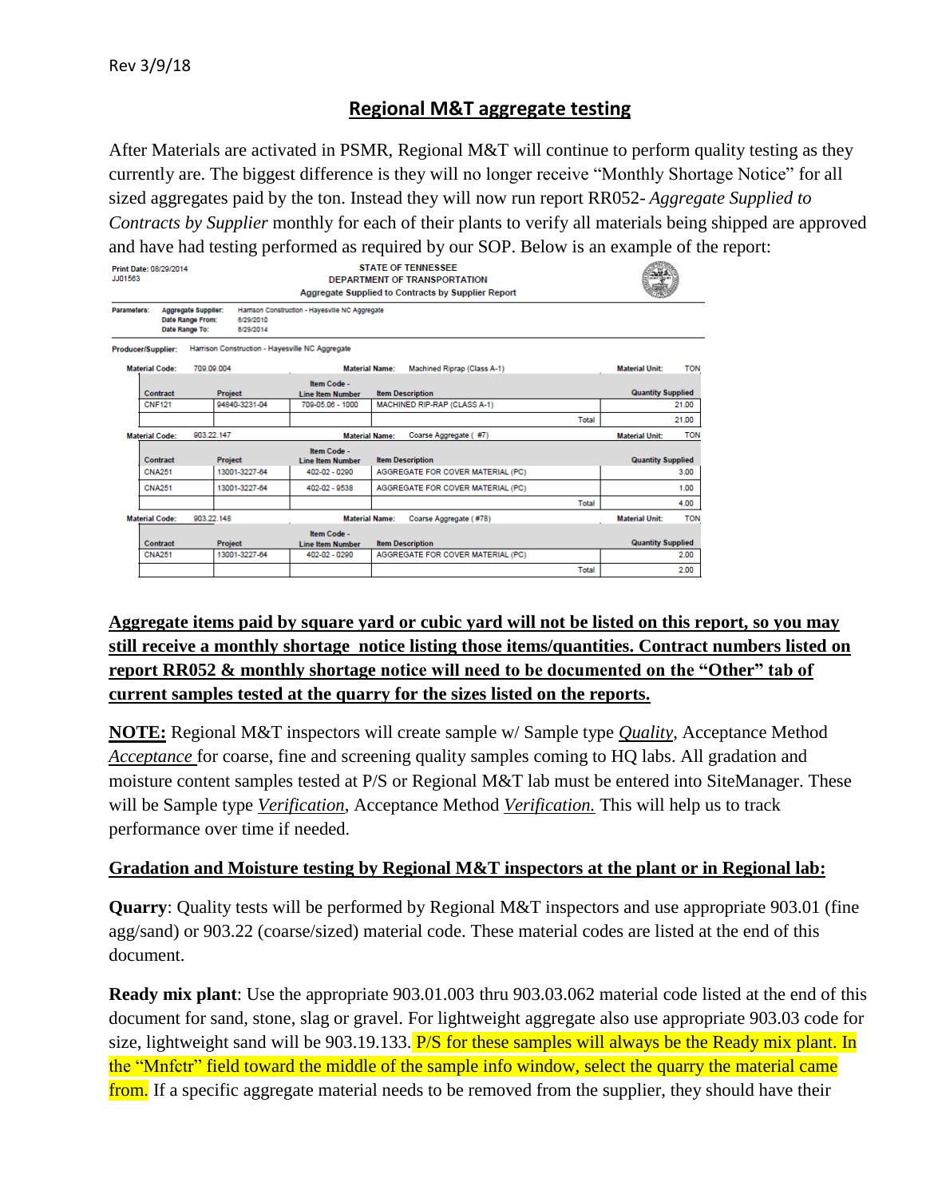Rev 3/9/18

# Regional M&T aggregate testing

After Materials are activated in PSMR, Regional M&T will continue to perform quality testing as they currently are. The biggest difference is they will no longer receive "Monthly Shortage Notice" for all sized aggregates paid by the ton. Instead they will now run report RR052- *Aggregate Supplied to Contracts by Supplier* monthly for each of their plants to verify all materials being shipped are approved and have had testing performed as required by our SOP. Below is an example of the report:

Print Date: 08/29/2014
JJ01563

STATE OF TENNESSEE
DEPARTMENT OF TRANSPORTATION
Aggregate Supplied to Contracts by Supplier Report

Parameters: Aggregate Supplier: Harrison Construction - Hayesville NC Aggregate
Date Range From: 8/29/2010
Date Range To: 8/29/2014

Producer/Supplier: Harrison Construction - Hayesville NC Aggregate

Material Code: 709.09.004 — Material Name: Machined Riprap (Class A-1) — Material Unit: TON

| Contract | Project | Item Code - Line Item Number | Item Description | Quantity Supplied |
|---|---|---|---|---|
| CNF121 | 94840-3231-04 | 709-05.06 - 1000 | MACHINED RIP-RAP (CLASS A-1) | 21.00 |
| | | | Total | 21.00 |

Material Code: 903.22.147 — Material Name: Coarse Aggregate ( #7) — Material Unit: TON

| Contract | Project | Item Code - Line Item Number | Item Description | Quantity Supplied |
|---|---|---|---|---|
| CNA251 | 13001-3227-64 | 402-02 - 0290 | AGGREGATE FOR COVER MATERIAL (PC) | 3.00 |
| CNA251 | 13001-3227-64 | 402-02 - 9538 | AGGREGATE FOR COVER MATERIAL (PC) | 1.00 |
| | | | Total | 4.00 |

Material Code: 903.22.148 — Material Name: Coarse Aggregate ( #78) — Material Unit: TON

| Contract | Project | Item Code - Line Item Number | Item Description | Quantity Supplied |
|---|---|---|---|---|
| CNA251 | 13001-3227-64 | 402-02 - 0290 | AGGREGATE FOR COVER MATERIAL (PC) | 2.00 |
| | | | Total | 2.00 |

**Aggregate items paid by square yard or cubic yard will not be listed on this report, so you may still receive a monthly shortage notice listing those items/quantities. Contract numbers listed on report RR052 & monthly shortage notice will need to be documented on the "Other" tab of current samples tested at the quarry for the sizes listed on the reports.**

**NOTE:** Regional M&T inspectors will create sample w/ Sample type *Quality*, Acceptance Method *Acceptance* for coarse, fine and screening quality samples coming to HQ labs. All gradation and moisture content samples tested at P/S or Regional M&T lab must be entered into SiteManager. These will be Sample type *Verification*, Acceptance Method *Verification.* This will help us to track performance over time if needed.

**Gradation and Moisture testing by Regional M&T inspectors at the plant or in Regional lab:**

**Quarry**: Quality tests will be performed by Regional M&T inspectors and use appropriate 903.01 (fine agg/sand) or 903.22 (coarse/sized) material code. These material codes are listed at the end of this document.

**Ready mix plant**: Use the appropriate 903.01.003 thru 903.03.062 material code listed at the end of this document for sand, stone, slag or gravel. For lightweight aggregate also use appropriate 903.03 code for size, lightweight sand will be 903.19.133. P/S for these samples will always be the Ready mix plant. In the "Mnfctr" field toward the middle of the sample info window, select the quarry the material came from. If a specific aggregate material needs to be removed from the supplier, they should have their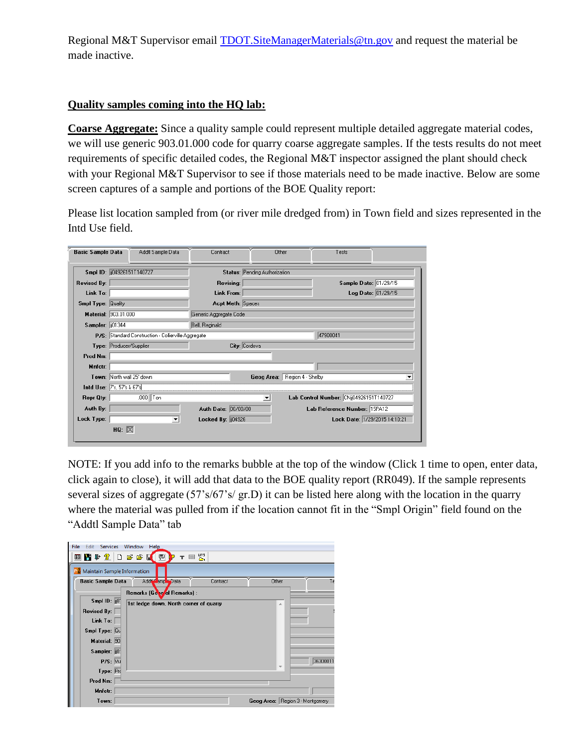Regional M&T Supervisor email [TDOT.SiteManagerMaterials@tn.gov](mailto:TDOT.SiteManagerMaterials@tn.gov) and request the material be made inactive.

## Quality samples coming into the HQ lab:

**Coarse Aggregate:** Since a quality sample could represent multiple detailed aggregate material codes, we will use generic 903.01.000 code for quarry coarse aggregate samples. If the tests results do not meet requirements of specific detailed codes, the Regional M&T inspector assigned the plant should check with your Regional M&T Supervisor to see if those materials need to be made inactive. Below are some screen captures of a sample and portions of the BOE Quality report:

Please list location sampled from (or river mile dredged from) in Town field and sizes represented in the Intd Use field.

NOTE: If you add info to the remarks bubble at the top of the window (Click 1 time to open, enter data, click again to close), it will add that data to the BOE quality report (RR049). If the sample represents several sizes of aggregate (57's/67's/ gr.D) it can be listed here along with the location in the quarry where the material was pulled from if the location cannot fit in the "Smpl Origin" field found on the "Addtl Sample Data" tab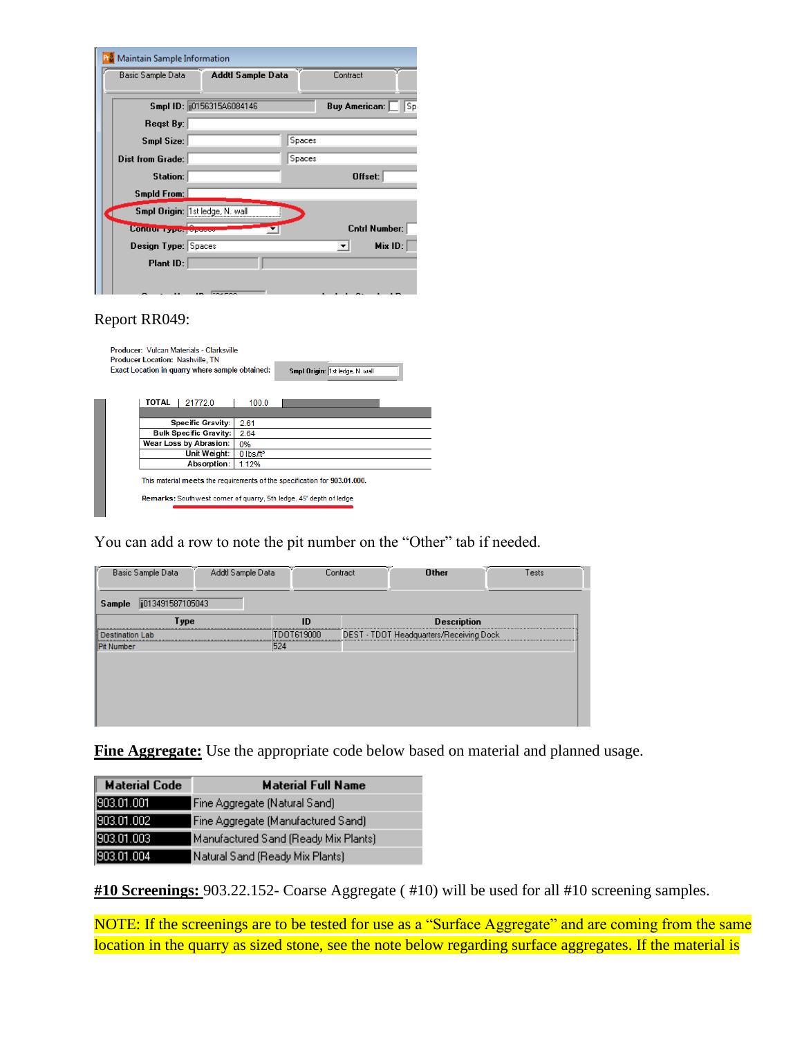Report RR049:

You can add a row to note the pit number on the “Other” tab if needed.

**Fine Aggregate:** Use the appropriate code below based on material and planned usage.

| Material Code | Material Full Name |
| --- | --- |
| 903.01.001 | Fine Aggregate (Natural Sand) |
| 903.01.002 | Fine Aggregate (Manufactured Sand) |
| 903.01.003 | Manufactured Sand (Ready Mix Plants) |
| 903.01.004 | Natural Sand (Ready Mix Plants) |

**#10 Screenings:** 903.22.152- Coarse Aggregate ( #10) will be used for all #10 screening samples.

NOTE: If the screenings are to be tested for use as a “Surface Aggregate” and are coming from the same location in the quarry as sized stone, see the note below regarding surface aggregates. If the material is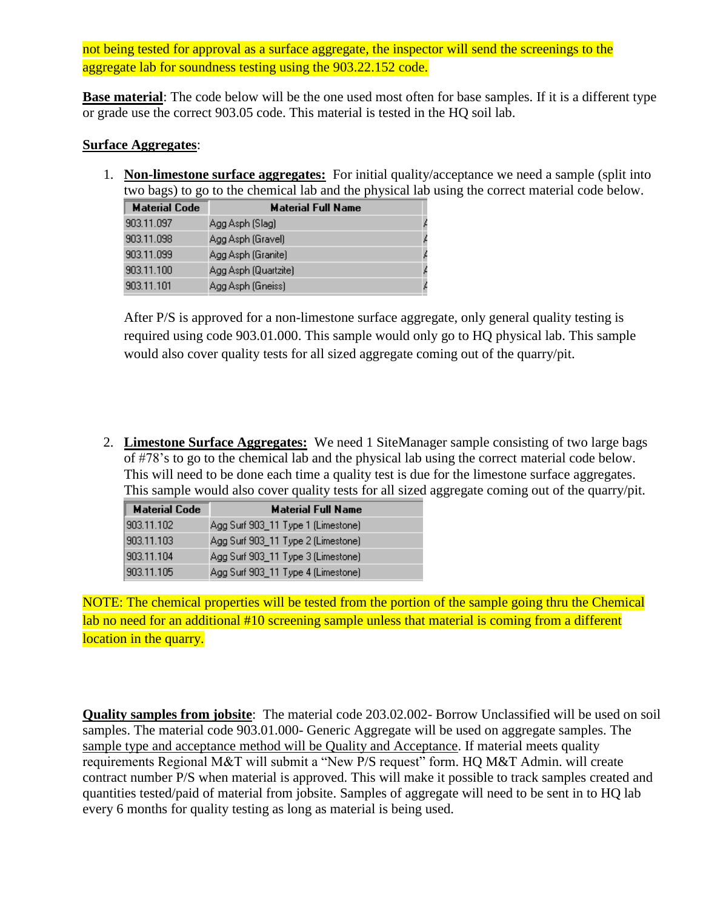not being tested for approval as a surface aggregate, the inspector will send the screenings to the aggregate lab for soundness testing using the 903.22.152 code.

**Base material**: The code below will be the one used most often for base samples. If it is a different type or grade use the correct 903.05 code. This material is tested in the HQ soil lab.

**Surface Aggregates**:

1. **Non-limestone surface aggregates:** For initial quality/acceptance we need a sample (split into two bags) to go to the chemical lab and the physical lab using the correct material code below.

| Material Code | Material Full Name |
|---|---|
| 903.11.097 | Agg Asph (Slag) |
| 903.11.098 | Agg Asph (Gravel) |
| 903.11.099 | Agg Asph (Granite) |
| 903.11.100 | Agg Asph (Quartzite) |
| 903.11.101 | Agg Asph (Gneiss) |

   After P/S is approved for a non-limestone surface aggregate, only general quality testing is required using code 903.01.000. This sample would only go to HQ physical lab. This sample would also cover quality tests for all sized aggregate coming out of the quarry/pit.

2. **Limestone Surface Aggregates:** We need 1 SiteManager sample consisting of two large bags of #78's to go to the chemical lab and the physical lab using the correct material code below. This will need to be done each time a quality test is due for the limestone surface aggregates. This sample would also cover quality tests for all sized aggregate coming out of the quarry/pit.

| Material Code | Material Full Name |
|---|---|
| 903.11.102 | Agg Surf 903_11 Type 1 (Limestone) |
| 903.11.103 | Agg Surf 903_11 Type 2 (Limestone) |
| 903.11.104 | Agg Surf 903_11 Type 3 (Limestone) |
| 903.11.105 | Agg Surf 903_11 Type 4 (Limestone) |

NOTE: The chemical properties will be tested from the portion of the sample going thru the Chemical lab no need for an additional #10 screening sample unless that material is coming from a different location in the quarry.

**Quality samples from jobsite**: The material code 203.02.002- Borrow Unclassified will be used on soil samples. The material code 903.01.000- Generic Aggregate will be used on aggregate samples. The sample type and acceptance method will be Quality and Acceptance. If material meets quality requirements Regional M&T will submit a "New P/S request" form. HQ M&T Admin. will create contract number P/S when material is approved. This will make it possible to track samples created and quantities tested/paid of material from jobsite. Samples of aggregate will need to be sent in to HQ lab every 6 months for quality testing as long as material is being used.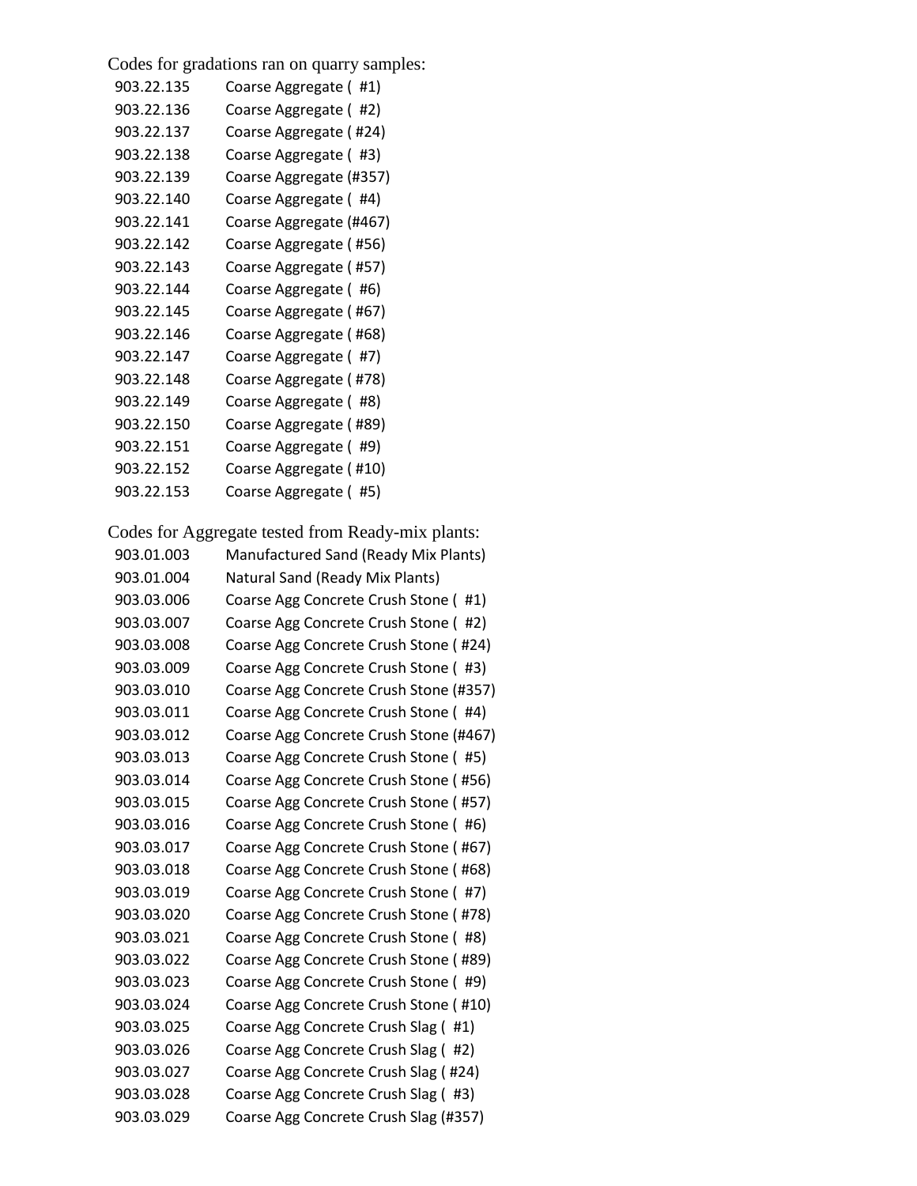Codes for gradations ran on quarry samples:

| | |
|---|---|
| 903.22.135 | Coarse Aggregate ( #1) |
| 903.22.136 | Coarse Aggregate ( #2) |
| 903.22.137 | Coarse Aggregate ( #24) |
| 903.22.138 | Coarse Aggregate ( #3) |
| 903.22.139 | Coarse Aggregate (#357) |
| 903.22.140 | Coarse Aggregate ( #4) |
| 903.22.141 | Coarse Aggregate (#467) |
| 903.22.142 | Coarse Aggregate ( #56) |
| 903.22.143 | Coarse Aggregate ( #57) |
| 903.22.144 | Coarse Aggregate ( #6) |
| 903.22.145 | Coarse Aggregate ( #67) |
| 903.22.146 | Coarse Aggregate ( #68) |
| 903.22.147 | Coarse Aggregate ( #7) |
| 903.22.148 | Coarse Aggregate ( #78) |
| 903.22.149 | Coarse Aggregate ( #8) |
| 903.22.150 | Coarse Aggregate ( #89) |
| 903.22.151 | Coarse Aggregate ( #9) |
| 903.22.152 | Coarse Aggregate ( #10) |
| 903.22.153 | Coarse Aggregate ( #5) |

Codes for Aggregate tested from Ready-mix plants:

| | |
|---|---|
| 903.01.003 | Manufactured Sand (Ready Mix Plants) |
| 903.01.004 | Natural Sand (Ready Mix Plants) |
| 903.03.006 | Coarse Agg Concrete Crush Stone ( #1) |
| 903.03.007 | Coarse Agg Concrete Crush Stone ( #2) |
| 903.03.008 | Coarse Agg Concrete Crush Stone ( #24) |
| 903.03.009 | Coarse Agg Concrete Crush Stone ( #3) |
| 903.03.010 | Coarse Agg Concrete Crush Stone (#357) |
| 903.03.011 | Coarse Agg Concrete Crush Stone ( #4) |
| 903.03.012 | Coarse Agg Concrete Crush Stone (#467) |
| 903.03.013 | Coarse Agg Concrete Crush Stone ( #5) |
| 903.03.014 | Coarse Agg Concrete Crush Stone ( #56) |
| 903.03.015 | Coarse Agg Concrete Crush Stone ( #57) |
| 903.03.016 | Coarse Agg Concrete Crush Stone ( #6) |
| 903.03.017 | Coarse Agg Concrete Crush Stone ( #67) |
| 903.03.018 | Coarse Agg Concrete Crush Stone ( #68) |
| 903.03.019 | Coarse Agg Concrete Crush Stone ( #7) |
| 903.03.020 | Coarse Agg Concrete Crush Stone ( #78) |
| 903.03.021 | Coarse Agg Concrete Crush Stone ( #8) |
| 903.03.022 | Coarse Agg Concrete Crush Stone ( #89) |
| 903.03.023 | Coarse Agg Concrete Crush Stone ( #9) |
| 903.03.024 | Coarse Agg Concrete Crush Stone ( #10) |
| 903.03.025 | Coarse Agg Concrete Crush Slag ( #1) |
| 903.03.026 | Coarse Agg Concrete Crush Slag ( #2) |
| 903.03.027 | Coarse Agg Concrete Crush Slag ( #24) |
| 903.03.028 | Coarse Agg Concrete Crush Slag ( #3) |
| 903.03.029 | Coarse Agg Concrete Crush Slag (#357) |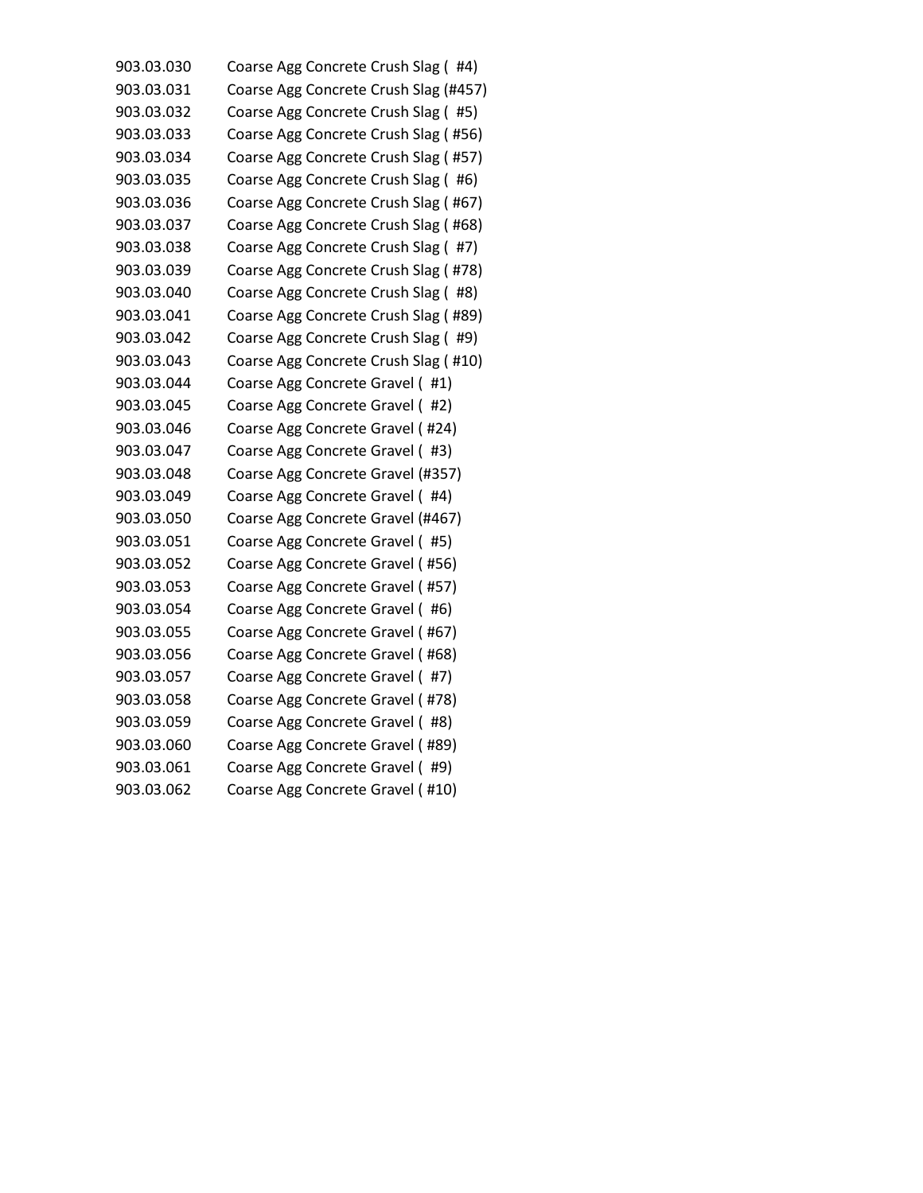| | |
|---|---|
| 903.03.030 | Coarse Agg Concrete Crush Slag ( #4) |
| 903.03.031 | Coarse Agg Concrete Crush Slag (#457) |
| 903.03.032 | Coarse Agg Concrete Crush Slag ( #5) |
| 903.03.033 | Coarse Agg Concrete Crush Slag ( #56) |
| 903.03.034 | Coarse Agg Concrete Crush Slag ( #57) |
| 903.03.035 | Coarse Agg Concrete Crush Slag ( #6) |
| 903.03.036 | Coarse Agg Concrete Crush Slag ( #67) |
| 903.03.037 | Coarse Agg Concrete Crush Slag ( #68) |
| 903.03.038 | Coarse Agg Concrete Crush Slag ( #7) |
| 903.03.039 | Coarse Agg Concrete Crush Slag ( #78) |
| 903.03.040 | Coarse Agg Concrete Crush Slag ( #8) |
| 903.03.041 | Coarse Agg Concrete Crush Slag ( #89) |
| 903.03.042 | Coarse Agg Concrete Crush Slag ( #9) |
| 903.03.043 | Coarse Agg Concrete Crush Slag ( #10) |
| 903.03.044 | Coarse Agg Concrete Gravel ( #1) |
| 903.03.045 | Coarse Agg Concrete Gravel ( #2) |
| 903.03.046 | Coarse Agg Concrete Gravel ( #24) |
| 903.03.047 | Coarse Agg Concrete Gravel ( #3) |
| 903.03.048 | Coarse Agg Concrete Gravel (#357) |
| 903.03.049 | Coarse Agg Concrete Gravel ( #4) |
| 903.03.050 | Coarse Agg Concrete Gravel (#467) |
| 903.03.051 | Coarse Agg Concrete Gravel ( #5) |
| 903.03.052 | Coarse Agg Concrete Gravel ( #56) |
| 903.03.053 | Coarse Agg Concrete Gravel ( #57) |
| 903.03.054 | Coarse Agg Concrete Gravel ( #6) |
| 903.03.055 | Coarse Agg Concrete Gravel ( #67) |
| 903.03.056 | Coarse Agg Concrete Gravel ( #68) |
| 903.03.057 | Coarse Agg Concrete Gravel ( #7) |
| 903.03.058 | Coarse Agg Concrete Gravel ( #78) |
| 903.03.059 | Coarse Agg Concrete Gravel ( #8) |
| 903.03.060 | Coarse Agg Concrete Gravel ( #89) |
| 903.03.061 | Coarse Agg Concrete Gravel ( #9) |
| 903.03.062 | Coarse Agg Concrete Gravel ( #10) |